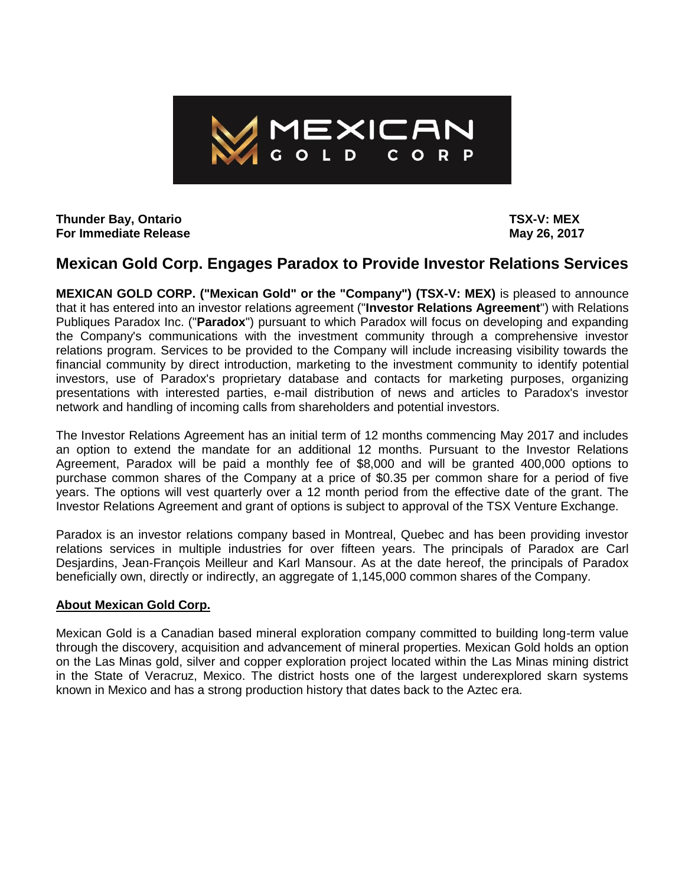**Thunder Bay, Ontario**
**For Immediate Release**

**TSX-V: MEX**
**May 26, 2017**

# Mexican Gold Corp. Engages Paradox to Provide Investor Relations Services

**MEXICAN GOLD CORP. ("Mexican Gold" or the "Company") (TSX-V: MEX)** is pleased to announce that it has entered into an investor relations agreement ("**Investor Relations Agreement**") with Relations Publiques Paradox Inc. ("**Paradox**") pursuant to which Paradox will focus on developing and expanding the Company's communications with the investment community through a comprehensive investor relations program. Services to be provided to the Company will include increasing visibility towards the financial community by direct introduction, marketing to the investment community to identify potential investors, use of Paradox's proprietary database and contacts for marketing purposes, organizing presentations with interested parties, e-mail distribution of news and articles to Paradox's investor network and handling of incoming calls from shareholders and potential investors.

The Investor Relations Agreement has an initial term of 12 months commencing May 2017 and includes an option to extend the mandate for an additional 12 months. Pursuant to the Investor Relations Agreement, Paradox will be paid a monthly fee of $8,000 and will be granted 400,000 options to purchase common shares of the Company at a price of $0.35 per common share for a period of five years. The options will vest quarterly over a 12 month period from the effective date of the grant. The Investor Relations Agreement and grant of options is subject to approval of the TSX Venture Exchange.

Paradox is an investor relations company based in Montreal, Quebec and has been providing investor relations services in multiple industries for over fifteen years. The principals of Paradox are Carl Desjardins, Jean-François Meilleur and Karl Mansour. As at the date hereof, the principals of Paradox beneficially own, directly or indirectly, an aggregate of 1,145,000 common shares of the Company.

## About Mexican Gold Corp.

Mexican Gold is a Canadian based mineral exploration company committed to building long-term value through the discovery, acquisition and advancement of mineral properties. Mexican Gold holds an option on the Las Minas gold, silver and copper exploration project located within the Las Minas mining district in the State of Veracruz, Mexico. The district hosts one of the largest underexplored skarn systems known in Mexico and has a strong production history that dates back to the Aztec era.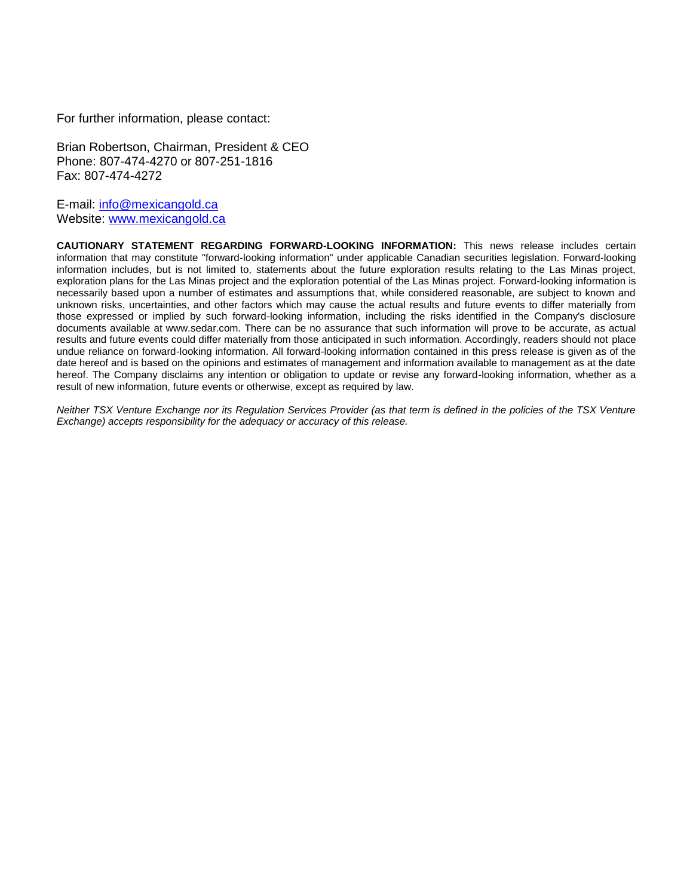For further information, please contact:

Brian Robertson, Chairman, President & CEO
Phone: 807-474-4270 or 807-251-1816
Fax: 807-474-4272

E-mail: info@mexicangold.ca
Website: www.mexicangold.ca

**CAUTIONARY STATEMENT REGARDING FORWARD-LOOKING INFORMATION:** This news release includes certain information that may constitute "forward-looking information" under applicable Canadian securities legislation. Forward-looking information includes, but is not limited to, statements about the future exploration results relating to the Las Minas project, exploration plans for the Las Minas project and the exploration potential of the Las Minas project. Forward-looking information is necessarily based upon a number of estimates and assumptions that, while considered reasonable, are subject to known and unknown risks, uncertainties, and other factors which may cause the actual results and future events to differ materially from those expressed or implied by such forward-looking information, including the risks identified in the Company's disclosure documents available at www.sedar.com. There can be no assurance that such information will prove to be accurate, as actual results and future events could differ materially from those anticipated in such information. Accordingly, readers should not place undue reliance on forward-looking information. All forward-looking information contained in this press release is given as of the date hereof and is based on the opinions and estimates of management and information available to management as at the date hereof. The Company disclaims any intention or obligation to update or revise any forward-looking information, whether as a result of new information, future events or otherwise, except as required by law.

*Neither TSX Venture Exchange nor its Regulation Services Provider (as that term is defined in the policies of the TSX Venture Exchange) accepts responsibility for the adequacy or accuracy of this release.*